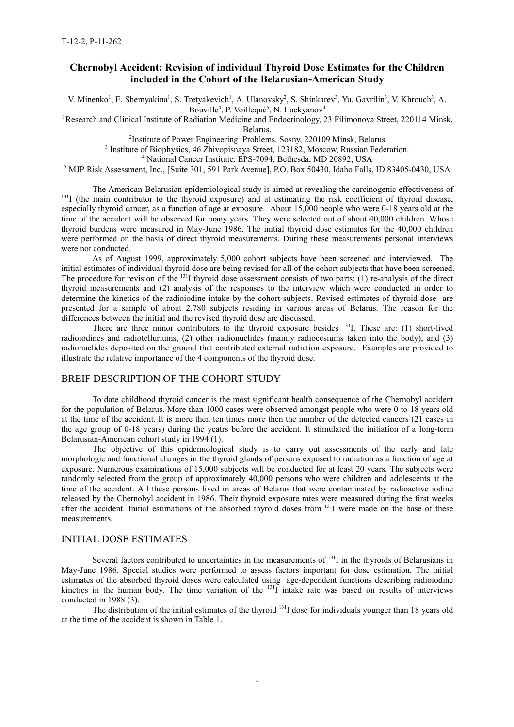T-12-2, P-11-262

# Chernobyl Accident: Revision of individual Thyroid Dose Estimates for the Children included in the Cohort of the Belarusian-American Study

V. Minenko[1], E. Shemyakina[1], S. Tretyakevich[1], A. Ulanovsky[2], S. Shinkarev[3], Yu. Gavrilin[3], V. Khrouch[3], A. Bouville[4], P. Voillequé[5], N. Luckyanov[4]

[1] Research and Clinical Institute of Radiation Medicine and Endocrinology, 23 Filimonova Street, 220114 Minsk, Belarus.

[2] Institute of Power Engineering Problems, Sosny, 220109 Minsk, Belarus

[3] Institute of Biophysics, 46 Zhivopisnaya Street, 123182, Moscow, Russian Federation.

[4] National Cancer Institute, EPS-7094, Bethesda, MD 20892, USA

[5] MJP Risk Assessment, Inc., [Suite 301, 591 Park Avenue], P.O. Box 50430, Idaho Falls, ID 83405-0430, USA

The American-Belarusian epidemiological study is aimed at revealing the carcinogenic effectiveness of $^{131}$I (the main contributor to the thyroid exposure) and at estimating the risk coefficient of thyroid disease, especially thyroid cancer, as a function of age at exposure. About 15,000 people who were 0-18 years old at the time of the accident will be observed for many years. They were selected out of about 40,000 children. Whose thyroid burdens were measured in May-June 1986. The initial thyroid dose estimates for the 40,000 children were performed on the basis of direct thyroid measurements. During these measurements personal interviews were not conducted.

As of August 1999, approximately 5,000 cohort subjects have been screened and interviewed. The initial estimates of individual thyroid dose are being revised for all of the cohort subjects that have been screened. The procedure for revision of the $^{131}$I thyroid dose assessment consists of two parts: (1) re-analysis of the direct thyroid measurements and (2) analysis of the responses to the interview which were conducted in order to determine the kinetics of the radioiodine intake by the cohort subjects. Revised estimates of thyroid dose are presented for a sample of about 2,780 subjects residing in various areas of Belarus. The reason for the differences between the initial and the revised thyroid dose are discussed.

There are three minor contributors to the thyroid exposure besides $^{131}$I. These are: (1) short-lived radioiodines and radiotelluriums, (2) other radionuclides (mainly radiocesiums taken into the body), and (3) radionuclides deposited on the ground that contributed external radiation exposure. Examples are provided to illustrate the relative importance of the 4 components of the thyroid dose.

## BREIF DESCRIPTION OF THE COHORT STUDY

To date childhood thyroid cancer is the most significant health consequence of the Chernobyl accident for the population of Belarus. More than 1000 cases were observed amongst people who were 0 to 18 years old at the time of the accident. It is more then ten times more then the number of the detected cancers (21 cases in the age group of 0-18 years) during the yeatrs before the accident. It stimulated the initiation of a long-term Belarusian-American cohort study in 1994 (1).

The objective of this epidemiological study is to carry out assessments of the early and late morphologic and functional changes in the thyroid glands of persons exposed to radiation as a function of age at exposure. Numerous examinations of 15,000 subjects will be conducted for at least 20 years. The subjects were randomly selected from the group of approximately 40,000 persons who were children and adolescents at the time of the accident. All these persons lived in areas of Belarus that were contaminated by radioactive iodine released by the Chernobyl accident in 1986. Their thyroid exposure rates were measured during the first weeks after the accident. Initial estimations of the absorbed thyroid doses from $^{131}$I were made on the base of these measurements.

## INITIAL DOSE ESTIMATES

Several factors contributed to uncertainties in the measurements of $^{131}$I in the thyroids of Belarusians in May-June 1986. Special studies were performed to assess factors important for dose estimation. The initial estimates of the absorbed thyroid doses were calculated using age-dependent functions describing radioiodine kinetics in the human body. The time variation of the $^{131}$I intake rate was based on results of interviews conducted in 1988 (3).

The distribution of the initial estimates of the thyroid $^{131}$I dose for individuals younger than 18 years old at the time of the accident is shown in Table 1.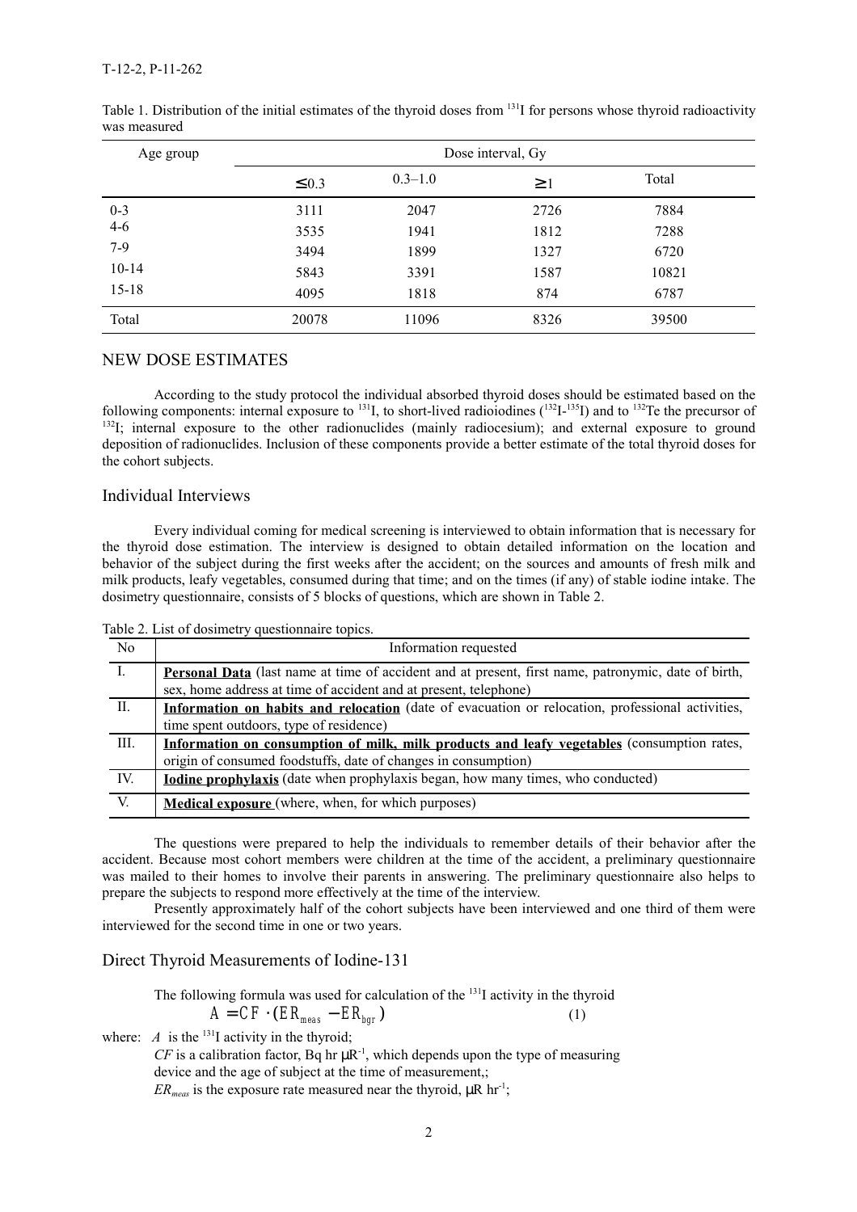Table 1. Distribution of the initial estimates of the thyroid doses from $^{131}$I for persons whose thyroid radioactivity was measured

| Age group | Dose interval, Gy | | | |
|---|---|---|---|---|
| | $\leq 0.3$ | 0.3–1.0 | $\geq 1$ | Total |
| 0-3 | 3111 | 2047 | 2726 | 7884 |
| 4-6 | 3535 | 1941 | 1812 | 7288 |
| 7-9 | 3494 | 1899 | 1327 | 6720 |
| 10-14 | 5843 | 3391 | 1587 | 10821 |
| 15-18 | 4095 | 1818 | 874 | 6787 |
| Total | 20078 | 11096 | 8326 | 39500 |

## NEW DOSE ESTIMATES

According to the study protocol the individual absorbed thyroid doses should be estimated based on the following components: internal exposure to $^{131}$I, to short-lived radioiodines ($^{132}$I-$^{135}$I) and to $^{132}$Te the precursor of $^{132}$I; internal exposure to the other radionuclides (mainly radiocesium); and external exposure to ground deposition of radionuclides. Inclusion of these components provide a better estimate of the total thyroid doses for the cohort subjects.

### Individual Interviews

Every individual coming for medical screening is interviewed to obtain information that is necessary for the thyroid dose estimation. The interview is designed to obtain detailed information on the location and behavior of the subject during the first weeks after the accident; on the sources and amounts of fresh milk and milk products, leafy vegetables, consumed during that time; and on the times (if any) of stable iodine intake. The dosimetry questionnaire, consists of 5 blocks of questions, which are shown in Table 2.

Table 2. List of dosimetry questionnaire topics.

| No | Information requested |
|---|---|
| I. | **Personal Data** (last name at time of accident and at present, first name, patronymic, date of birth, sex, home address at time of accident and at present, telephone) |
| II. | **Information on habits and relocation** (date of evacuation or relocation, professional activities, time spent outdoors, type of residence) |
| III. | **Information on consumption of milk, milk products and leafy vegetables** (consumption rates, origin of consumed foodstuffs, date of changes in consumption) |
| IV. | **Iodine prophylaxis** (date when prophylaxis began, how many times, who conducted) |
| V. | **Medical exposure** (where, when, for which purposes) |

The questions were prepared to help the individuals to remember details of their behavior after the accident. Because most cohort members were children at the time of the accident, a preliminary questionnaire was mailed to their homes to involve their parents in answering. The preliminary questionnaire also helps to prepare the subjects to respond more effectively at the time of the interview.

Presently approximately half of the cohort subjects have been interviewed and one third of them were interviewed for the second time in one or two years.

### Direct Thyroid Measurements of Iodine-131

The following formula was used for calculation of the $^{131}$I activity in the thyroid

$$A = CF \cdot (ER_{meas} - ER_{bgr}) \qquad (1)$$

where: $A$ is the $^{131}$I activity in the thyroid;

$CF$ is a calibration factor, Bq hr μR$^{-1}$, which depends upon the type of measuring device and the age of subject at the time of measurement,;

$ER_{meas}$ is the exposure rate measured near the thyroid, μR hr$^{-1}$;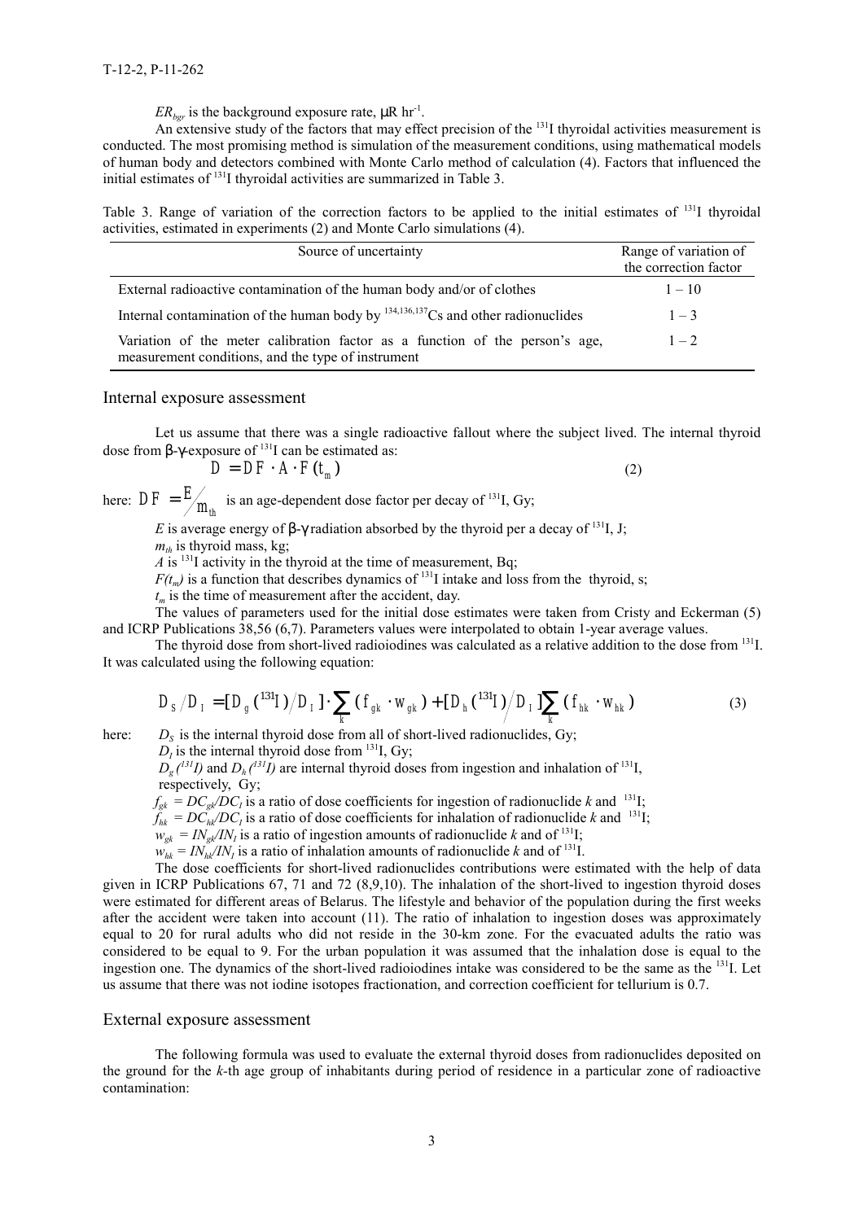$ER_{bgr}$ is the background exposure rate, μR hr$^{-1}$.

An extensive study of the factors that may effect precision of the $^{131}$I thyroidal activities measurement is conducted. The most promising method is simulation of the measurement conditions, using mathematical models of human body and detectors combined with Monte Carlo method of calculation (4). Factors that influenced the initial estimates of $^{131}$I thyroidal activities are summarized in Table 3.

Table 3. Range of variation of the correction factors to be applied to the initial estimates of $^{131}$I thyroidal activities, estimated in experiments (2) and Monte Carlo simulations (4).

| Source of uncertainty | Range of variation of the correction factor |
|---|---|
| External radioactive contamination of the human body and/or of clothes | 1 – 10 |
| Internal contamination of the human body by $^{134,136,137}$Cs and other radionuclides | 1 – 3 |
| Variation of the meter calibration factor as a function of the person's age, measurement conditions, and the type of instrument | 1 – 2 |

## Internal exposure assessment

Let us assume that there was a single radioactive fallout where the subject lived. The internal thyroid dose from β-γ-exposure of $^{131}$I can be estimated as:

$$D = DF \cdot A \cdot F(t_m) \tag{2}$$

here: $DF = E/m_{th}$ is an age-dependent dose factor per decay of $^{131}$I, Gy;

$E$ is average energy of β-γ radiation absorbed by the thyroid per a decay of $^{131}$I, J;

$m_{th}$ is thyroid mass, kg;

$A$ is $^{131}$I activity in the thyroid at the time of measurement, Bq;

$F(t_m)$ is a function that describes dynamics of $^{131}$I intake and loss from the thyroid, s;

$t_m$ is the time of measurement after the accident, day.

The values of parameters used for the initial dose estimates were taken from Cristy and Eckerman (5) and ICRP Publications 38,56 (6,7). Parameters values were interpolated to obtain 1-year average values.

The thyroid dose from short-lived radioiodines was calculated as a relative addition to the dose from $^{131}$I. It was calculated using the following equation:

$$D_S/D_I = [D_g(^{131}I)/D_I] \cdot \sum_k (f_{gk} \cdot w_{gk}) + [D_h(^{131}I)/D_I] \sum_k (f_{hk} \cdot w_{hk}) \tag{3}$$

here: $D_S$ is the internal thyroid dose from all of short-lived radionuclides, Gy;

$D_I$ is the internal thyroid dose from $^{131}$I, Gy;

$D_g(^{131}I)$ and $D_h(^{131}I)$ are internal thyroid doses from ingestion and inhalation of $^{131}$I, respectively, Gy;

$f_{gk} = DC_{gk}/DC_I$ is a ratio of dose coefficients for ingestion of radionuclide $k$ and $^{131}$I;

$f_{hk} = DC_{hk}/DC_I$ is a ratio of dose coefficients for inhalation of radionuclide $k$ and $^{131}$I;

$w_{gk} = IN_{gk}/IN_I$ is a ratio of ingestion amounts of radionuclide $k$ and of $^{131}$I;

$w_{hk} = IN_{hk}/IN_I$ is a ratio of inhalation amounts of radionuclide $k$ and of $^{131}$I.

The dose coefficients for short-lived radionuclides contributions were estimated with the help of data given in ICRP Publications 67, 71 and 72 (8,9,10). The inhalation of the short-lived to ingestion thyroid doses were estimated for different areas of Belarus. The lifestyle and behavior of the population during the first weeks after the accident were taken into account (11). The ratio of inhalation to ingestion doses was approximately equal to 20 for rural adults who did not reside in the 30-km zone. For the evacuated adults the ratio was considered to be equal to 9. For the urban population it was assumed that the inhalation dose is equal to the ingestion one. The dynamics of the short-lived radioiodines intake was considered to be the same as the $^{131}$I. Let us assume that there was not iodine isotopes fractionation, and correction coefficient for tellurium is 0.7.

## External exposure assessment

The following formula was used to evaluate the external thyroid doses from radionuclides deposited on the ground for the $k$-th age group of inhabitants during period of residence in a particular zone of radioactive contamination: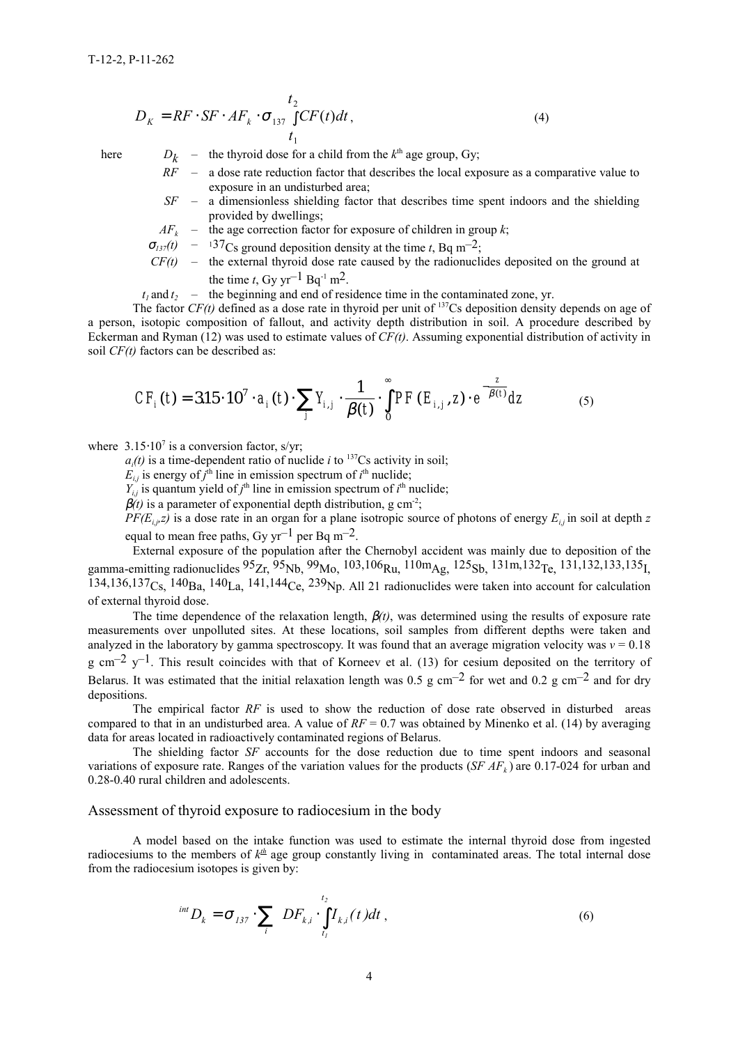$$D_K = RF \cdot SF \cdot AF_k \cdot \sigma_{137} \int_{t_1}^{t_2} CF(t)dt \,, \tag{4}$$

here
- $D_k$ – the thyroid dose for a child from the $k^{th}$ age group, Gy;
- $RF$ – a dose rate reduction factor that describes the local exposure as a comparative value to exposure in an undisturbed area;
- $SF$ – a dimensionless shielding factor that describes time spent indoors and the shielding provided by dwellings;
- $AF_k$ – the age correction factor for exposure of children in group $k$;
- $\sigma_{137}(t)$ – $^{137}Cs$ ground deposition density at the time $t$, Bq m$^{-2}$;
- $CF(t)$ – the external thyroid dose rate caused by the radionuclides deposited on the ground at the time $t$, Gy yr$^{-1}$ Bq$^{-1}$ m$^{2}$.
- $t_1$ and $t_2$ – the beginning and end of residence time in the contaminated zone, yr.

The factor $CF(t)$ defined as a dose rate in thyroid per unit of $^{137}Cs$ deposition density depends on age of a person, isotopic composition of fallout, and activity depth distribution in soil. A procedure described by Eckerman and Ryman (12) was used to estimate values of $CF(t)$. Assuming exponential distribution of activity in soil $CF(t)$ factors can be described as:

$$CF_i(t) = 3.15 \cdot 10^7 \cdot a_i(t) \cdot \sum_j Y_{i,j} \cdot \frac{1}{\beta(t)} \cdot \int_0^{\infty} PF(E_{i,j}, z) \cdot e^{-\frac{z}{\beta(t)}} dz \tag{5}$$

where $3.15 \cdot 10^7$ is a conversion factor, s/yr;

$a_i(t)$ is a time-dependent ratio of nuclide $i$ to $^{137}Cs$ activity in soil;

$E_{i,j}$ is energy of $j^{th}$ line in emission spectrum of $i^{th}$ nuclide;

$Y_{i,j}$ is quantum yield of $j^{th}$ line in emission spectrum of $i^{th}$ nuclide;

$\beta(t)$ is a parameter of exponential depth distribution, g cm$^{-2}$;

$PF(E_{i,j}, z)$ is a dose rate in an organ for a plane isotropic source of photons of energy $E_{i,j}$ in soil at depth $z$ equal to mean free paths, Gy yr$^{-1}$ per Bq m$^{-2}$.

External exposure of the population after the Chernobyl accident was mainly due to deposition of the gamma-emitting radionuclides $^{95}Zr$, $^{95}Nb$, $^{99}Mo$, $^{103,106}Ru$, $^{110m}Ag$, $^{125}Sb$, $^{131m,132}Te$, $^{131,132,133,135}I$, $^{134,136,137}Cs$, $^{140}Ba$, $^{140}La$, $^{141,144}Ce$, $^{239}Np$. All 21 radionuclides were taken into account for calculation of external thyroid dose.

The time dependence of the relaxation length, $\beta(t)$, was determined using the results of exposure rate measurements over unpolluted sites. At these locations, soil samples from different depths were taken and analyzed in the laboratory by gamma spectroscopy. It was found that an average migration velocity was $v = 0.18$ g cm$^{-2}$ y$^{-1}$. This result coincides with that of Korneev et al. (13) for cesium deposited on the territory of Belarus. It was estimated that the initial relaxation length was 0.5 g cm$^{-2}$ for wet and 0.2 g cm$^{-2}$ and for dry depositions.

The empirical factor $RF$ is used to show the reduction of dose rate observed in disturbed areas compared to that in an undisturbed area. A value of $RF = 0.7$ was obtained by Minenko et al. (14) by averaging data for areas located in radioactively contaminated regions of Belarus.

The shielding factor $SF$ accounts for the dose reduction due to time spent indoors and seasonal variations of exposure rate. Ranges of the variation values for the products ($SF\ AF_k$) are 0.17-024 for urban and 0.28-0.40 rural children and adolescents.

## Assessment of thyroid exposure to radiocesium in the body

A model based on the intake function was used to estimate the internal thyroid dose from ingested radiocesiums to the members of $k^{th}$ age group constantly living in contaminated areas. The total internal dose from the radiocesium isotopes is given by:

$${}^{int}D_k = \sigma_{137} \cdot \sum_i DF_{k,i} \cdot \int_{t_1}^{t_2} I_{k,i}(t)dt \,, \tag{6}$$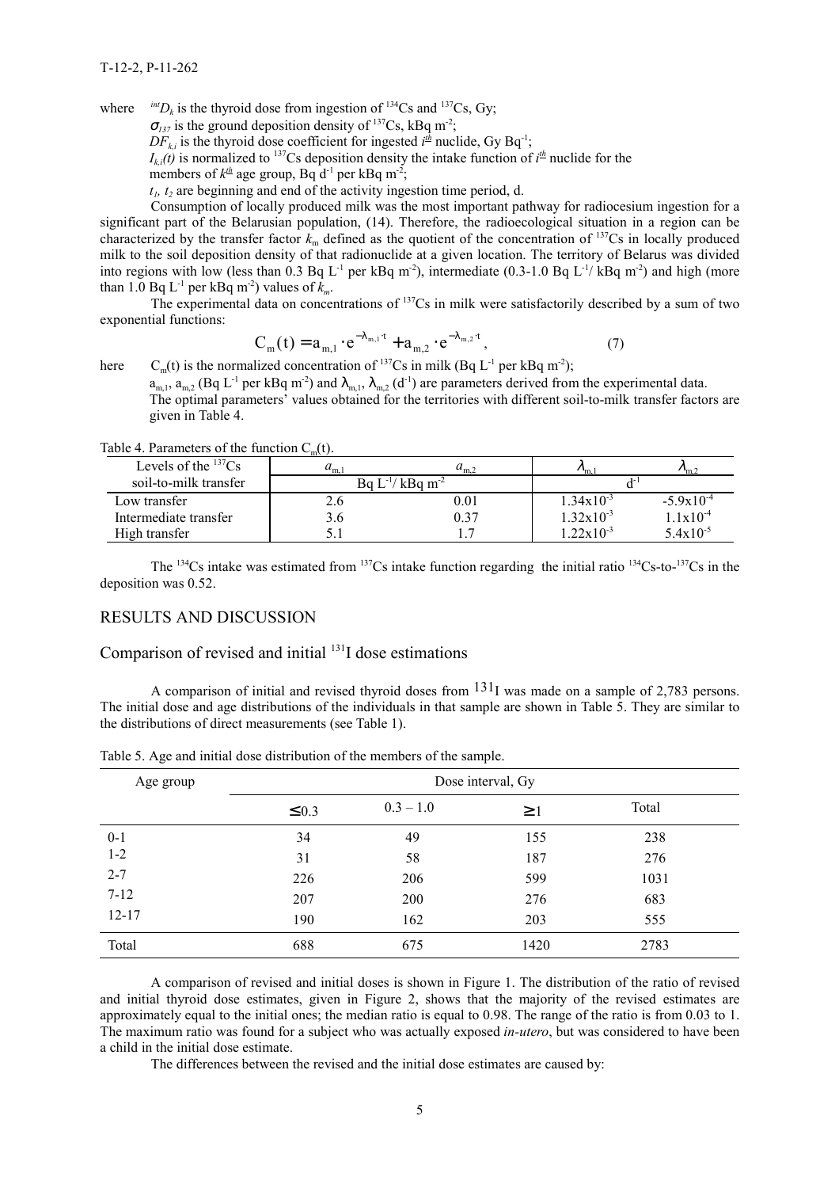where $^{int}D_k$ is the thyroid dose from ingestion of $^{134}Cs$ and $^{137}Cs$, Gy;

$\sigma_{137}$ is the ground deposition density of $^{137}Cs$, kBq m$^{-2}$;

$DF_{k,i}$ is the thyroid dose coefficient for ingested $i^{th}$ nuclide, Gy Bq$^{-1}$;

$I_{k,i}(t)$ is normalized to $^{137}Cs$ deposition density the intake function of $i^{th}$ nuclide for the members of $k^{th}$ age group, Bq d$^{-1}$ per kBq m$^{-2}$;

$t_1$, $t_2$ are beginning and end of the activity ingestion time period, d.

Consumption of locally produced milk was the most important pathway for radiocesium ingestion for a significant part of the Belarusian population, (14). Therefore, the radioecological situation in a region can be characterized by the transfer factor $k_m$ defined as the quotient of the concentration of $^{137}Cs$ in locally produced milk to the soil deposition density of that radionuclide at a given location. The territory of Belarus was divided into regions with low (less than 0.3 Bq L$^{-1}$ per kBq m$^{-2}$), intermediate (0.3-1.0 Bq L$^{-1}$/ kBq m$^{-2}$) and high (more than 1.0 Bq L$^{-1}$ per kBq m$^{-2}$) values of $k_m$.

The experimental data on concentrations of $^{137}Cs$ in milk were satisfactorily described by a sum of two exponential functions:

$$C_m(t) = a_{m,1} \cdot e^{-\lambda_{m,1} \cdot t} + a_{m,2} \cdot e^{-\lambda_{m,2} \cdot t}, \tag{7}$$

here $C_m(t)$ is the normalized concentration of $^{137}Cs$ in milk (Bq L$^{-1}$ per kBq m$^{-2}$);

$a_{m,1}$, $a_{m,2}$ (Bq L$^{-1}$ per kBq m$^{-2}$) and $\lambda_{m,1}$, $\lambda_{m,2}$ (d$^{-1}$) are parameters derived from the experimental data.

The optimal parameters' values obtained for the territories with different soil-to-milk transfer factors are given in Table 4.

Table 4. Parameters of the function $C_m(t)$.

| Levels of the $^{137}Cs$ soil-to-milk transfer | $a_{m,1}$ | $a_{m,2}$ | $\lambda_{m,1}$ | $\lambda_{m,2}$ |
|---|---|---|---|---|
| | Bq L$^{-1}$/ kBq m$^{-2}$ | | d$^{-1}$ | |
| Low transfer | 2.6 | 0.01 | $1.34 \times 10^{-3}$ | $-5.9 \times 10^{-4}$ |
| Intermediate transfer | 3.6 | 0.37 | $1.32 \times 10^{-3}$ | $1.1 \times 10^{-4}$ |
| High transfer | 5.1 | 1.7 | $1.22 \times 10^{-3}$ | $5.4 \times 10^{-5}$ |

The $^{134}Cs$ intake was estimated from $^{137}Cs$ intake function regarding the initial ratio $^{134}Cs$-to-$^{137}Cs$ in the deposition was 0.52.

## RESULTS AND DISCUSSION

### Comparison of revised and initial $^{131}I$ dose estimations

A comparison of initial and revised thyroid doses from $^{131}I$ was made on a sample of 2,783 persons. The initial dose and age distributions of the individuals in that sample are shown in Table 5. They are similar to the distributions of direct measurements (see Table 1).

Table 5. Age and initial dose distribution of the members of the sample.

| Age group | Dose interval, Gy | | | |
|---|---|---|---|---|
| | ≤0.3 | 0.3 – 1.0 | ≥1 | Total |
| 0-1 | 34 | 49 | 155 | 238 |
| 1-2 | 31 | 58 | 187 | 276 |
| 2-7 | 226 | 206 | 599 | 1031 |
| 7-12 | 207 | 200 | 276 | 683 |
| 12-17 | 190 | 162 | 203 | 555 |
| Total | 688 | 675 | 1420 | 2783 |

A comparison of revised and initial doses is shown in Figure 1. The distribution of the ratio of revised and initial thyroid dose estimates, given in Figure 2, shows that the majority of the revised estimates are approximately equal to the initial ones; the median ratio is equal to 0.98. The range of the ratio is from 0.03 to 1. The maximum ratio was found for a subject who was actually exposed *in-utero*, but was considered to have been a child in the initial dose estimate.

The differences between the revised and the initial dose estimates are caused by: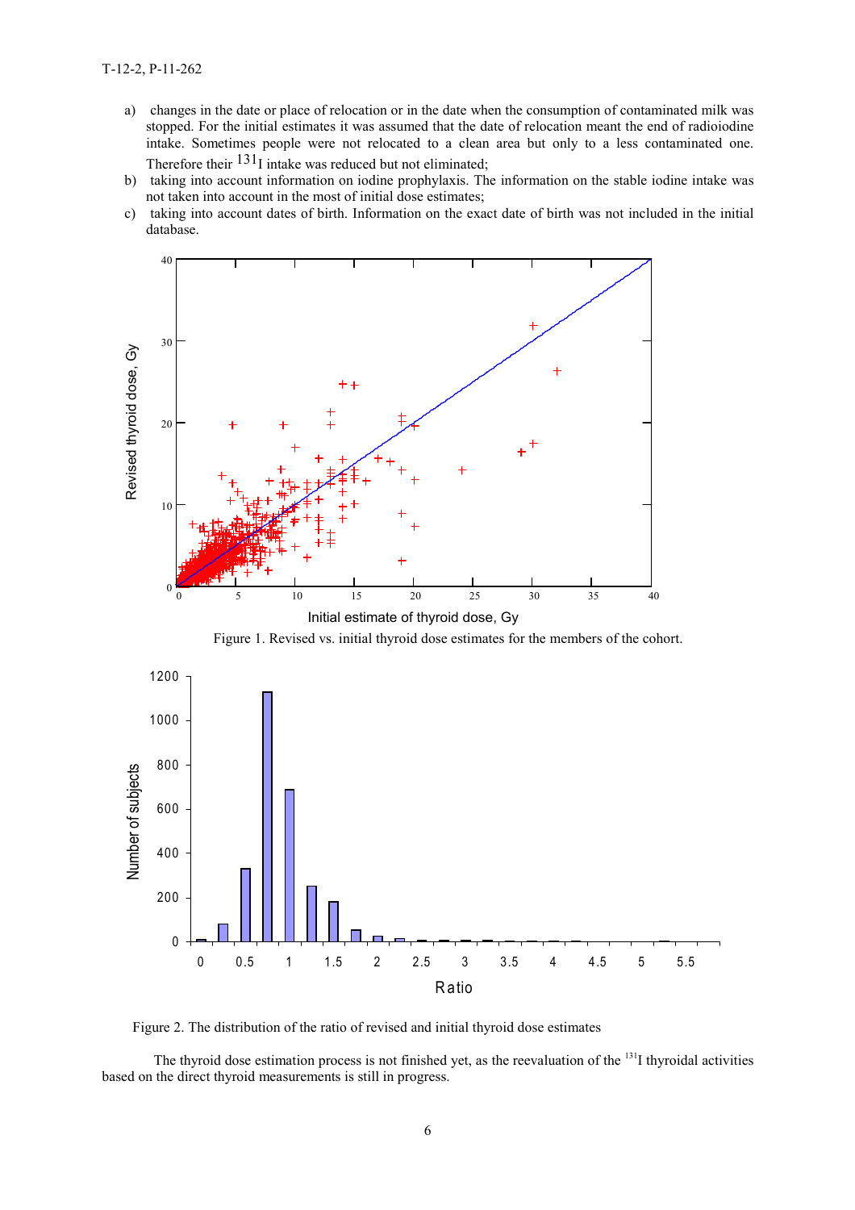a) changes in the date or place of relocation or in the date when the consumption of contaminated milk was stopped. For the initial estimates it was assumed that the date of relocation meant the end of radioiodine intake. Sometimes people were not relocated to a clean area but only to a less contaminated one. Therefore their $^{131}$I intake was reduced but not eliminated;
b) taking into account information on iodine prophylaxis. The information on the stable iodine intake was not taken into account in the most of initial dose estimates;
c) taking into account dates of birth. Information on the exact date of birth was not included in the initial database.

Figure 1. Revised vs. initial thyroid dose estimates for the members of the cohort.

Figure 2. The distribution of the ratio of revised and initial thyroid dose estimates

The thyroid dose estimation process is not finished yet, as the reevaluation of the $^{131}$I thyroidal activities based on the direct thyroid measurements is still in progress.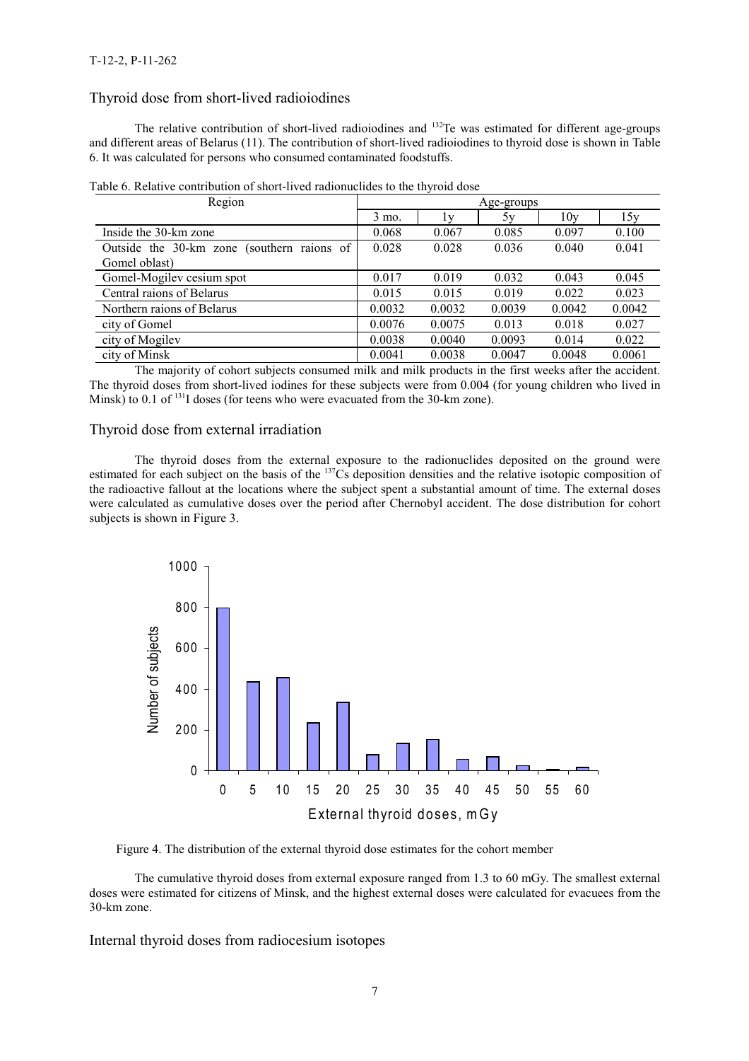## Thyroid dose from short-lived radioiodines

The relative contribution of short-lived radioiodines and $^{132}$Te was estimated for different age-groups and different areas of Belarus (11). The contribution of short-lived radioiodines to thyroid dose is shown in Table 6. It was calculated for persons who consumed contaminated foodstuffs.

Table 6. Relative contribution of short-lived radionuclides to the thyroid dose

| Region | Age-groups | | | | |
|---|---|---|---|---|---|
| | 3 mo. | 1y | 5y | 10y | 15y |
| Inside the 30-km zone | 0.068 | 0.067 | 0.085 | 0.097 | 0.100 |
| Outside the 30-km zone (southern raions of Gomel oblast) | 0.028 | 0.028 | 0.036 | 0.040 | 0.041 |
| Gomel-Mogilev cesium spot | 0.017 | 0.019 | 0.032 | 0.043 | 0.045 |
| Central raions of Belarus | 0.015 | 0.015 | 0.019 | 0.022 | 0.023 |
| Northern raions of Belarus | 0.0032 | 0.0032 | 0.0039 | 0.0042 | 0.0042 |
| city of Gomel | 0.0076 | 0.0075 | 0.013 | 0.018 | 0.027 |
| city of Mogilev | 0.0038 | 0.0040 | 0.0093 | 0.014 | 0.022 |
| city of Minsk | 0.0041 | 0.0038 | 0.0047 | 0.0048 | 0.0061 |

The majority of cohort subjects consumed milk and milk products in the first weeks after the accident. The thyroid doses from short-lived iodines for these subjects were from 0.004 (for young children who lived in Minsk) to 0.1 of $^{131}$I doses (for teens who were evacuated from the 30-km zone).

## Thyroid dose from external irradiation

The thyroid doses from the external exposure to the radionuclides deposited on the ground were estimated for each subject on the basis of the $^{137}$Cs deposition densities and the relative isotopic composition of the radioactive fallout at the locations where the subject spent a substantial amount of time. The external doses were calculated as cumulative doses over the period after Chernobyl accident. The dose distribution for cohort subjects is shown in Figure 3.

Figure 4. The distribution of the external thyroid dose estimates for the cohort member

The cumulative thyroid doses from external exposure ranged from 1.3 to 60 mGy. The smallest external doses were estimated for citizens of Minsk, and the highest external doses were calculated for evacuees from the 30-km zone.

## Internal thyroid doses from radiocesium isotopes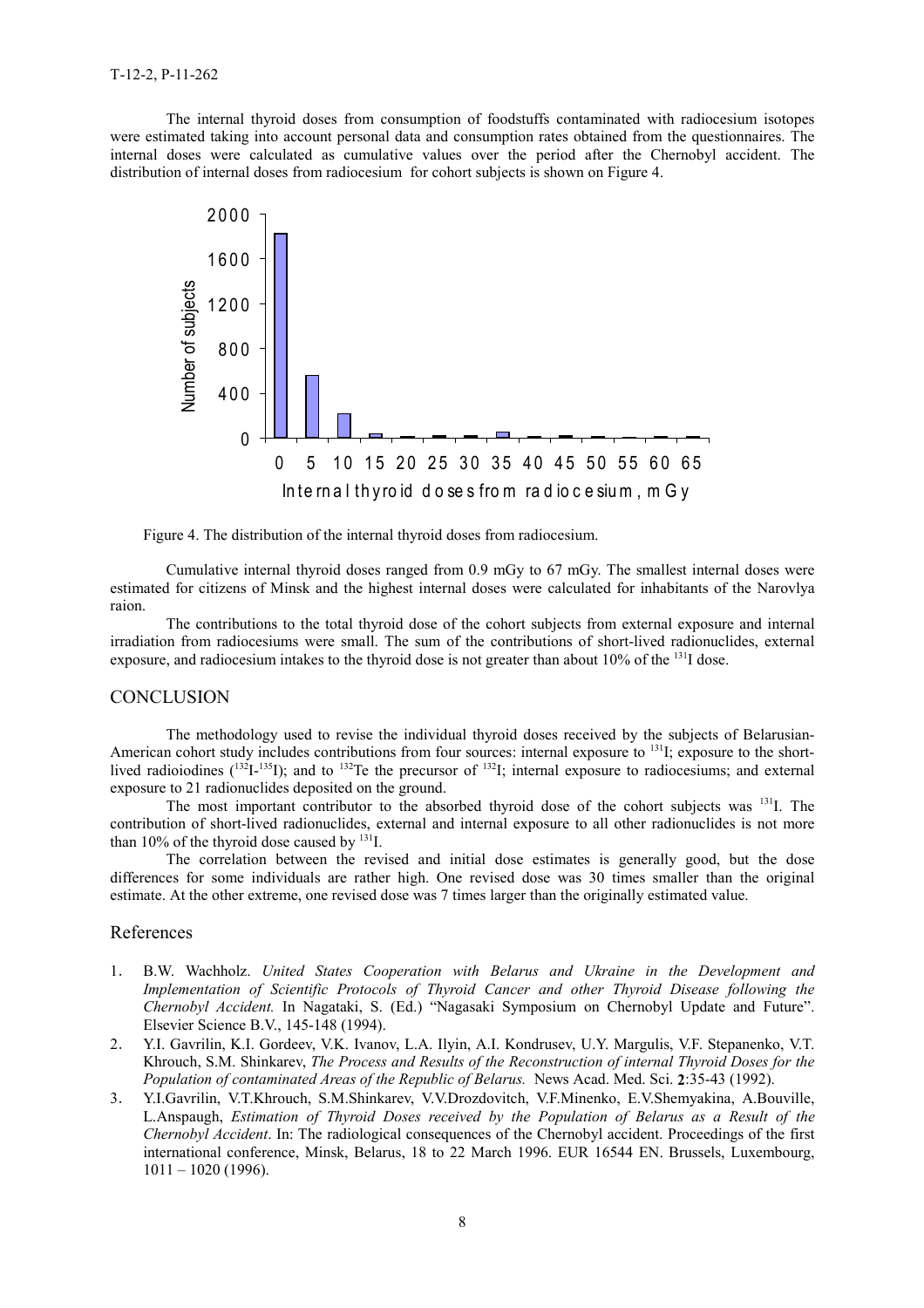The internal thyroid doses from consumption of foodstuffs contaminated with radiocesium isotopes were estimated taking into account personal data and consumption rates obtained from the questionnaires. The internal doses were calculated as cumulative values over the period after the Chernobyl accident. The distribution of internal doses from radiocesium for cohort subjects is shown on Figure 4.

Figure 4. The distribution of the internal thyroid doses from radiocesium.

Cumulative internal thyroid doses ranged from 0.9 mGy to 67 mGy. The smallest internal doses were estimated for citizens of Minsk and the highest internal doses were calculated for inhabitants of the Narovlya raion.

The contributions to the total thyroid dose of the cohort subjects from external exposure and internal irradiation from radiocesiums were small. The sum of the contributions of short-lived radionuclides, external exposure, and radiocesium intakes to the thyroid dose is not greater than about 10% of the $^{131}$I dose.

## CONCLUSION

The methodology used to revise the individual thyroid doses received by the subjects of Belarusian-American cohort study includes contributions from four sources: internal exposure to $^{131}$I; exposure to the short-lived radioiodines ($^{132}$I-$^{135}$I); and to $^{132}$Te the precursor of $^{132}$I; internal exposure to radiocesiums; and external exposure to 21 radionuclides deposited on the ground.

The most important contributor to the absorbed thyroid dose of the cohort subjects was $^{131}$I. The contribution of short-lived radionuclides, external and internal exposure to all other radionuclides is not more than 10% of the thyroid dose caused by $^{131}$I.

The correlation between the revised and initial dose estimates is generally good, but the dose differences for some individuals are rather high. One revised dose was 30 times smaller than the original estimate. At the other extreme, one revised dose was 7 times larger than the originally estimated value.

## References

1. B.W. Wachholz. *United States Cooperation with Belarus and Ukraine in the Development and Implementation of Scientific Protocols of Thyroid Cancer and other Thyroid Disease following the Chernobyl Accident.* In Nagataki, S. (Ed.) "Nagasaki Symposium on Chernobyl Update and Future". Elsevier Science B.V., 145-148 (1994).
2. Y.I. Gavrilin, K.I. Gordeev, V.K. Ivanov, L.A. Ilyin, A.I. Kondrusev, U.Y. Margulis, V.F. Stepanenko, V.T. Khrouch, S.M. Shinkarev, *The Process and Results of the Reconstruction of internal Thyroid Doses for the Population of contaminated Areas of the Republic of Belarus.* News Acad. Med. Sci. **2**:35-43 (1992).
3. Y.I.Gavrilin, V.T.Khrouch, S.M.Shinkarev, V.V.Drozdovitch, V.F.Minenko, E.V.Shemyakina, A.Bouville, L.Anspaugh, *Estimation of Thyroid Doses received by the Population of Belarus as a Result of the Chernobyl Accident*. In: The radiological consequences of the Chernobyl accident. Proceedings of the first international conference, Minsk, Belarus, 18 to 22 March 1996. EUR 16544 EN. Brussels, Luxembourg, 1011 – 1020 (1996).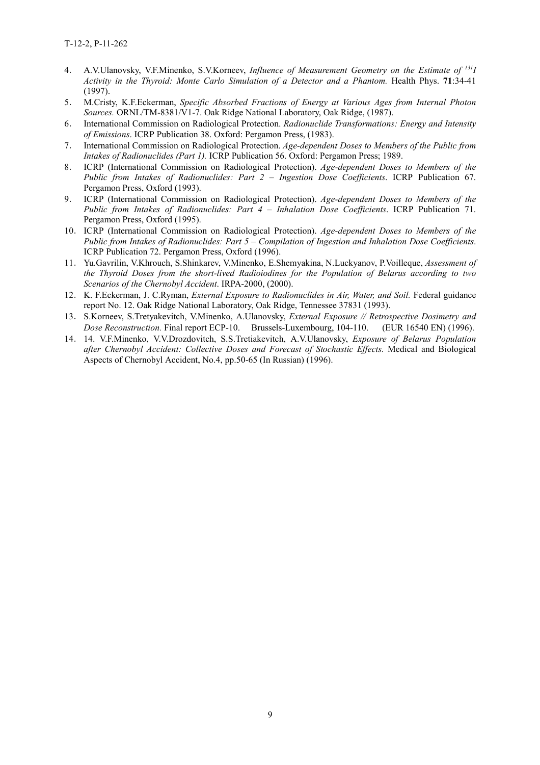4. A.V.Ulanovsky, V.F.Minenko, S.V.Korneev, *Influence of Measurement Geometry on the Estimate of $^{131}I$ Activity in the Thyroid: Monte Carlo Simulation of a Detector and a Phantom.* Health Phys. **71**:34-41 (1997).
5. M.Cristy, K.F.Eckerman, *Specific Absorbed Fractions of Energy at Various Ages from Internal Photon Sources.* ORNL/TM-8381/V1-7. Oak Ridge National Laboratory, Oak Ridge, (1987).
6. International Commission on Radiological Protection. *Radionuclide Transformations: Energy and Intensity of Emissions*. ICRP Publication 38. Oxford: Pergamon Press, (1983).
7. International Commission on Radiological Protection. *Age-dependent Doses to Members of the Public from Intakes of Radionuclides (Part 1).* ICRP Publication 56. Oxford: Pergamon Press; 1989.
8. ICRP (International Commission on Radiological Protection). *Age-dependent Doses to Members of the Public from Intakes of Radionuclides: Part 2 – Ingestion Dose Coefficients*. ICRP Publication 67. Pergamon Press, Oxford (1993).
9. ICRP (International Commission on Radiological Protection). *Age-dependent Doses to Members of the Public from Intakes of Radionuclides: Part 4 – Inhalation Dose Coefficients*. ICRP Publication 71. Pergamon Press, Oxford (1995).
10. ICRP (International Commission on Radiological Protection). *Age-dependent Doses to Members of the Public from Intakes of Radionuclides: Part 5 – Compilation of Ingestion and Inhalation Dose Coefficients*. ICRP Publication 72. Pergamon Press, Oxford (1996).
11. Yu.Gavrilin, V.Khrouch, S.Shinkarev, V.Minenko, E.Shemyakina, N.Luckyanov, P.Voilleque, *Assessment of the Thyroid Doses from the short-lived Radioiodines for the Population of Belarus according to two Scenarios of the Chernobyl Accident*. IRPA-2000, (2000).
12. K. F.Eckerman, J. C.Ryman, *External Exposure to Radionuclides in Air, Water, and Soil.* Federal guidance report No. 12. Oak Ridge National Laboratory, Oak Ridge, Tennessee 37831 (1993).
13. S.Korneev, S.Tretyakevitch, V.Minenko, A.Ulanovsky, *External Exposure // Retrospective Dosimetry and Dose Reconstruction.* Final report ECP-10. Brussels-Luxembourg, 104-110. (EUR 16540 EN) (1996).
14. 14. V.F.Minenko, V.V.Drozdovitch, S.S.Tretiakevitch, A.V.Ulanovsky, *Exposure of Belarus Population after Chernobyl Accident: Collective Doses and Forecast of Stochastic Effects.* Medical and Biological Aspects of Chernobyl Accident, No.4, pp.50-65 (In Russian) (1996).